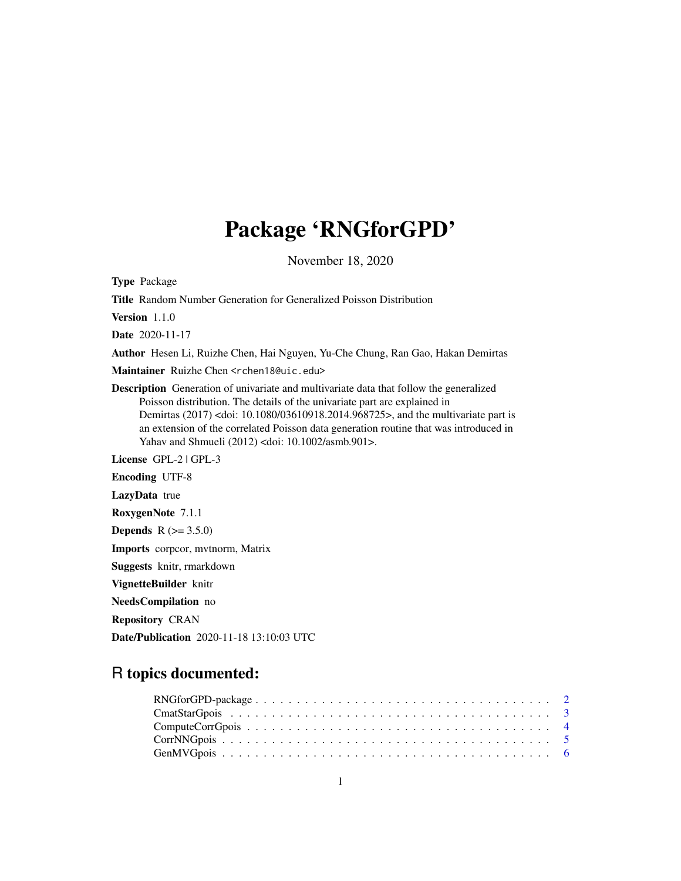# Package 'RNGforGPD'

November 18, 2020

**Type** Package

**Title** Random Number Generation for Generalized Poisson Distribution

**Version** 1.1.0

**Date** 2020-11-17

**Author** Hesen Li, Ruizhe Chen, Hai Nguyen, Yu-Che Chung, Ran Gao, Hakan Demirtas

**Maintainer** Ruizhe Chen <rchen18@uic.edu>

**Description** Generation of univariate and multivariate data that follow the generalized Poisson distribution. The details of the univariate part are explained in Demirtas (2017) <doi: 10.1080/03610918.2014.968725>, and the multivariate part is an extension of the correlated Poisson data generation routine that was introduced in Yahav and Shmueli (2012) <doi: 10.1002/asmb.901>.

**License** GPL-2 | GPL-3

**Encoding** UTF-8

**LazyData** true

**RoxygenNote** 7.1.1

**Depends** R (>= 3.5.0)

**Imports** corpcor, mvtnorm, Matrix

**Suggests** knitr, rmarkdown

**VignetteBuilder** knitr

**NeedsCompilation** no

**Repository** CRAN

**Date/Publication** 2020-11-18 13:10:03 UTC

## R topics documented:

- RNGforGPD-package . . . . . . . . . . . . . . . . . . . . . . . . . . . . . . . . . . 2
- CmatStarGpois . . . . . . . . . . . . . . . . . . . . . . . . . . . . . . . . . . . . . 3
- ComputeCorrGpois . . . . . . . . . . . . . . . . . . . . . . . . . . . . . . . . . . . 4
- CorrNNGpois . . . . . . . . . . . . . . . . . . . . . . . . . . . . . . . . . . . . . . 5
- GenMVGpois . . . . . . . . . . . . . . . . . . . . . . . . . . . . . . . . . . . . . . 6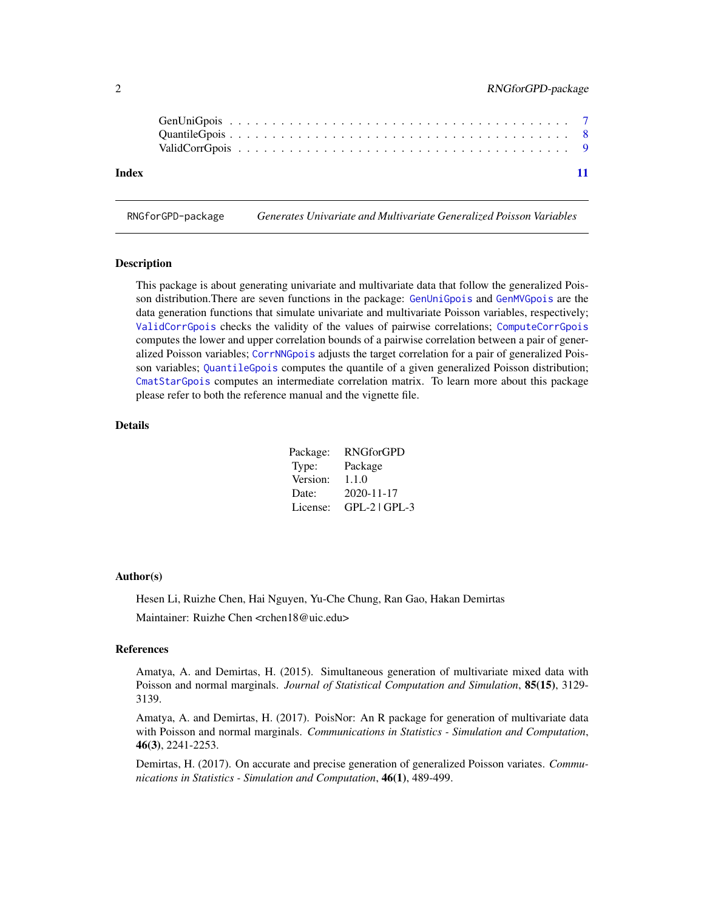GenUniGpois . . . . . . . . . . . . . . . . . . . . . . . . . . . . . . . . . . . . . . 7
QuantileGpois . . . . . . . . . . . . . . . . . . . . . . . . . . . . . . . . . . . . . 8
ValidCorrGpois . . . . . . . . . . . . . . . . . . . . . . . . . . . . . . . . . . . . 9

**Index** 11

---

RNGforGPD-package *Generates Univariate and Multivariate Generalized Poisson Variables*

---

## Description

This package is about generating univariate and multivariate data that follow the generalized Poisson distribution.There are seven functions in the package: `GenUniGpois` and `GenMVGpois` are the data generation functions that simulate univariate and multivariate Poisson variables, respectively; `ValidCorrGpois` checks the validity of the values of pairwise correlations; `ComputeCorrGpois` computes the lower and upper correlation bounds of a pairwise correlation between a pair of generalized Poisson variables; `CorrNNGpois` adjusts the target correlation for a pair of generalized Poisson variables; `QuantileGpois` computes the quantile of a given generalized Poisson distribution; `CmatStarGpois` computes an intermediate correlation matrix. To learn more about this package please refer to both the reference manual and the vignette file.

## Details

| | |
|---|---|
| Package: | RNGforGPD |
| Type: | Package |
| Version: | 1.1.0 |
| Date: | 2020-11-17 |
| License: | GPL-2 \| GPL-3 |

## Author(s)

Hesen Li, Ruizhe Chen, Hai Nguyen, Yu-Che Chung, Ran Gao, Hakan Demirtas

Maintainer: Ruizhe Chen <rchen18@uic.edu>

## References

Amatya, A. and Demirtas, H. (2015). Simultaneous generation of multivariate mixed data with Poisson and normal marginals. *Journal of Statistical Computation and Simulation*, **85(15)**, 3129-3139.

Amatya, A. and Demirtas, H. (2017). PoisNor: An R package for generation of multivariate data with Poisson and normal marginals. *Communications in Statistics - Simulation and Computation*, **46(3)**, 2241-2253.

Demirtas, H. (2017). On accurate and precise generation of generalized Poisson variates. *Communications in Statistics - Simulation and Computation*, **46(1)**, 489-499.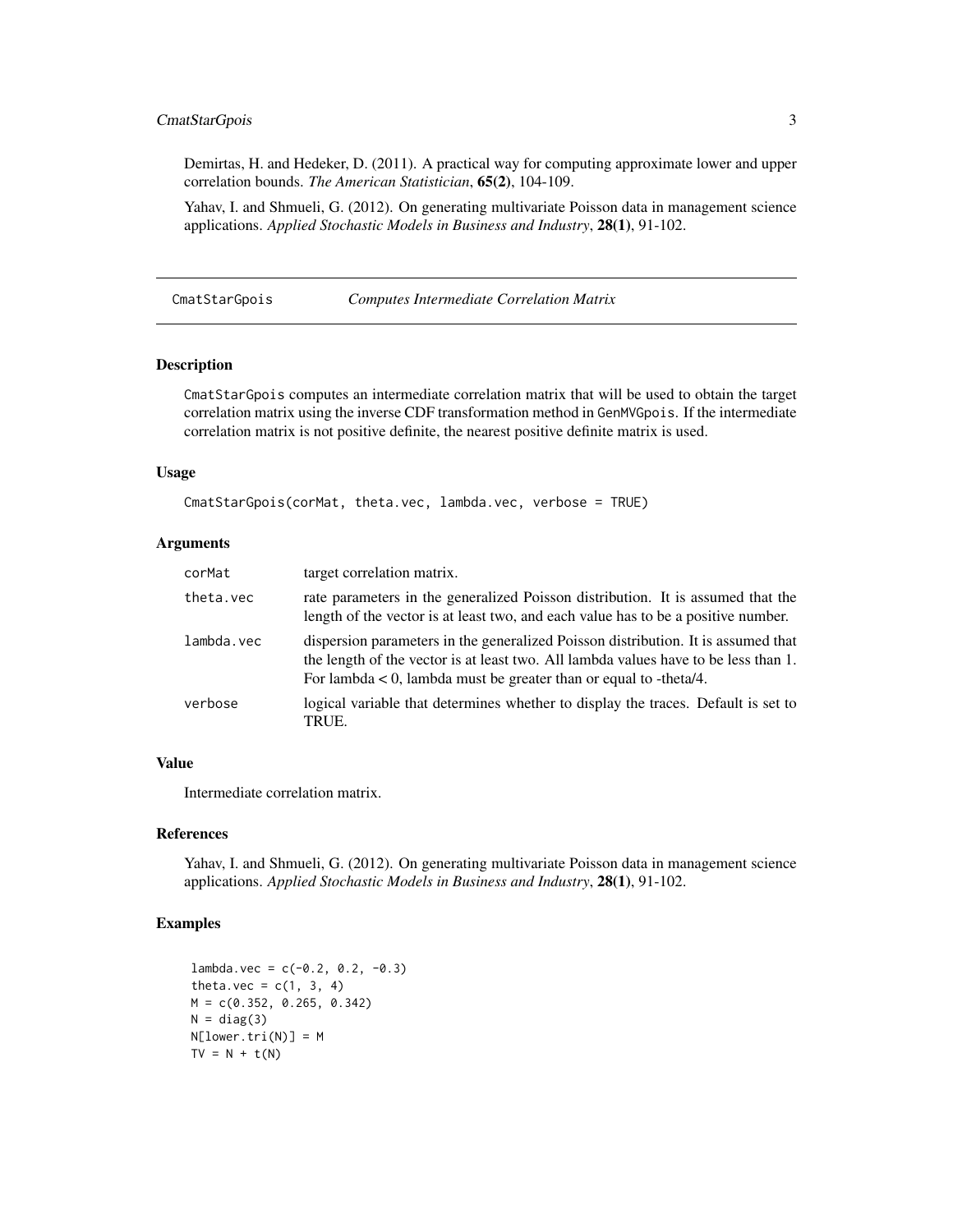Demirtas, H. and Hedeker, D. (2011). A practical way for computing approximate lower and upper correlation bounds. *The American Statistician*, **65(2)**, 104-109.

Yahav, I. and Shmueli, G. (2012). On generating multivariate Poisson data in management science applications. *Applied Stochastic Models in Business and Industry*, **28(1)**, 91-102.

---

## CmatStarGpois — *Computes Intermediate Correlation Matrix*

---

### Description

CmatStarGpois computes an intermediate correlation matrix that will be used to obtain the target correlation matrix using the inverse CDF transformation method in GenMVGpois. If the intermediate correlation matrix is not positive definite, the nearest positive definite matrix is used.

### Usage

```
CmatStarGpois(corMat, theta.vec, lambda.vec, verbose = TRUE)
```

### Arguments

| | |
|---|---|
| corMat | target correlation matrix. |
| theta.vec | rate parameters in the generalized Poisson distribution. It is assumed that the length of the vector is at least two, and each value has to be a positive number. |
| lambda.vec | dispersion parameters in the generalized Poisson distribution. It is assumed that the length of the vector is at least two. All lambda values have to be less than 1. For lambda < 0, lambda must be greater than or equal to -theta/4. |
| verbose | logical variable that determines whether to display the traces. Default is set to TRUE. |

### Value

Intermediate correlation matrix.

### References

Yahav, I. and Shmueli, G. (2012). On generating multivariate Poisson data in management science applications. *Applied Stochastic Models in Business and Industry*, **28(1)**, 91-102.

### Examples

```
lambda.vec = c(-0.2, 0.2, -0.3)
theta.vec = c(1, 3, 4)
M = c(0.352, 0.265, 0.342)
N = diag(3)
N[lower.tri(N)] = M
TV = N + t(N)
```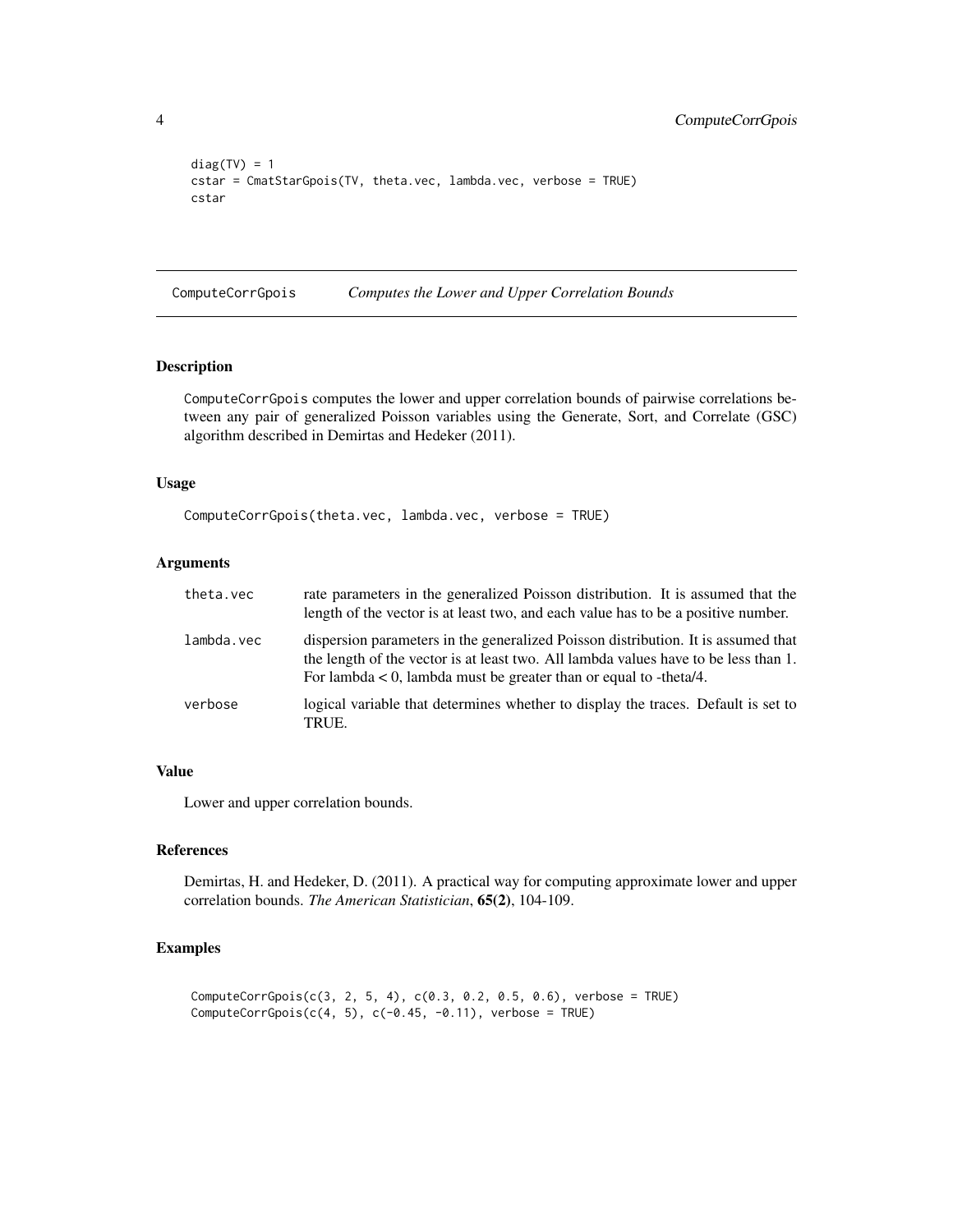```
diag(TV) = 1
cstar = CmatStarGpois(TV, theta.vec, lambda.vec, verbose = TRUE)
cstar
```

## ComputeCorrGpois *Computes the Lower and Upper Correlation Bounds*

### Description

ComputeCorrGpois computes the lower and upper correlation bounds of pairwise correlations between any pair of generalized Poisson variables using the Generate, Sort, and Correlate (GSC) algorithm described in Demirtas and Hedeker (2011).

### Usage

```
ComputeCorrGpois(theta.vec, lambda.vec, verbose = TRUE)
```

### Arguments

| | |
|---|---|
| theta.vec | rate parameters in the generalized Poisson distribution. It is assumed that the length of the vector is at least two, and each value has to be a positive number. |
| lambda.vec | dispersion parameters in the generalized Poisson distribution. It is assumed that the length of the vector is at least two. All lambda values have to be less than 1. For lambda < 0, lambda must be greater than or equal to -theta/4. |
| verbose | logical variable that determines whether to display the traces. Default is set to TRUE. |

### Value

Lower and upper correlation bounds.

### References

Demirtas, H. and Hedeker, D. (2011). A practical way for computing approximate lower and upper correlation bounds. *The American Statistician*, **65(2)**, 104-109.

### Examples

```
ComputeCorrGpois(c(3, 2, 5, 4), c(0.3, 0.2, 0.5, 0.6), verbose = TRUE)
ComputeCorrGpois(c(4, 5), c(-0.45, -0.11), verbose = TRUE)
```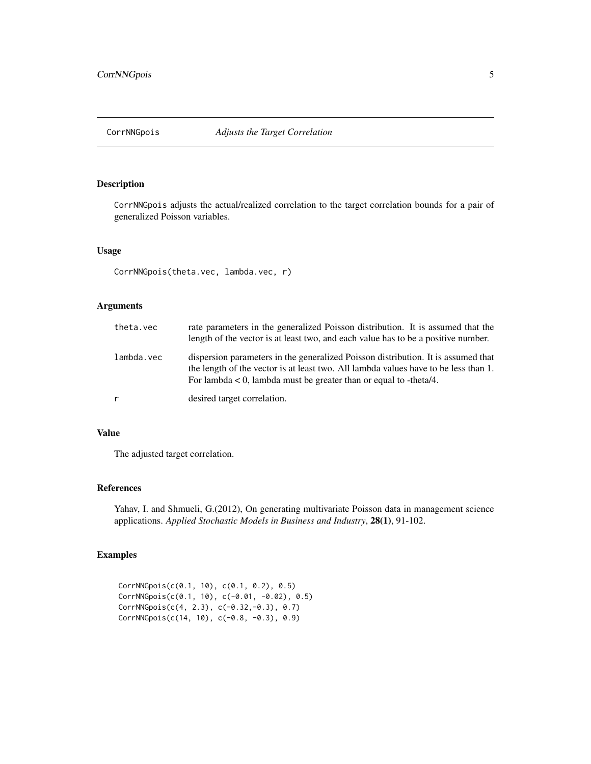# CorrNNGpois *Adjusts the Target Correlation*

## Description

CorrNNGpois adjusts the actual/realized correlation to the target correlation bounds for a pair of generalized Poisson variables.

## Usage

```
CorrNNGpois(theta.vec, lambda.vec, r)
```

## Arguments

| | |
|---|---|
| theta.vec | rate parameters in the generalized Poisson distribution. It is assumed that the length of the vector is at least two, and each value has to be a positive number. |
| lambda.vec | dispersion parameters in the generalized Poisson distribution. It is assumed that the length of the vector is at least two. All lambda values have to be less than 1. For lambda < 0, lambda must be greater than or equal to -theta/4. |
| r | desired target correlation. |

## Value

The adjusted target correlation.

## References

Yahav, I. and Shmueli, G.(2012), On generating multivariate Poisson data in management science applications. *Applied Stochastic Models in Business and Industry*, **28(1)**, 91-102.

## Examples

```
CorrNNGpois(c(0.1, 10), c(0.1, 0.2), 0.5)
CorrNNGpois(c(0.1, 10), c(-0.01, -0.02), 0.5)
CorrNNGpois(c(4, 2.3), c(-0.32,-0.3), 0.7)
CorrNNGpois(c(14, 10), c(-0.8, -0.3), 0.9)
```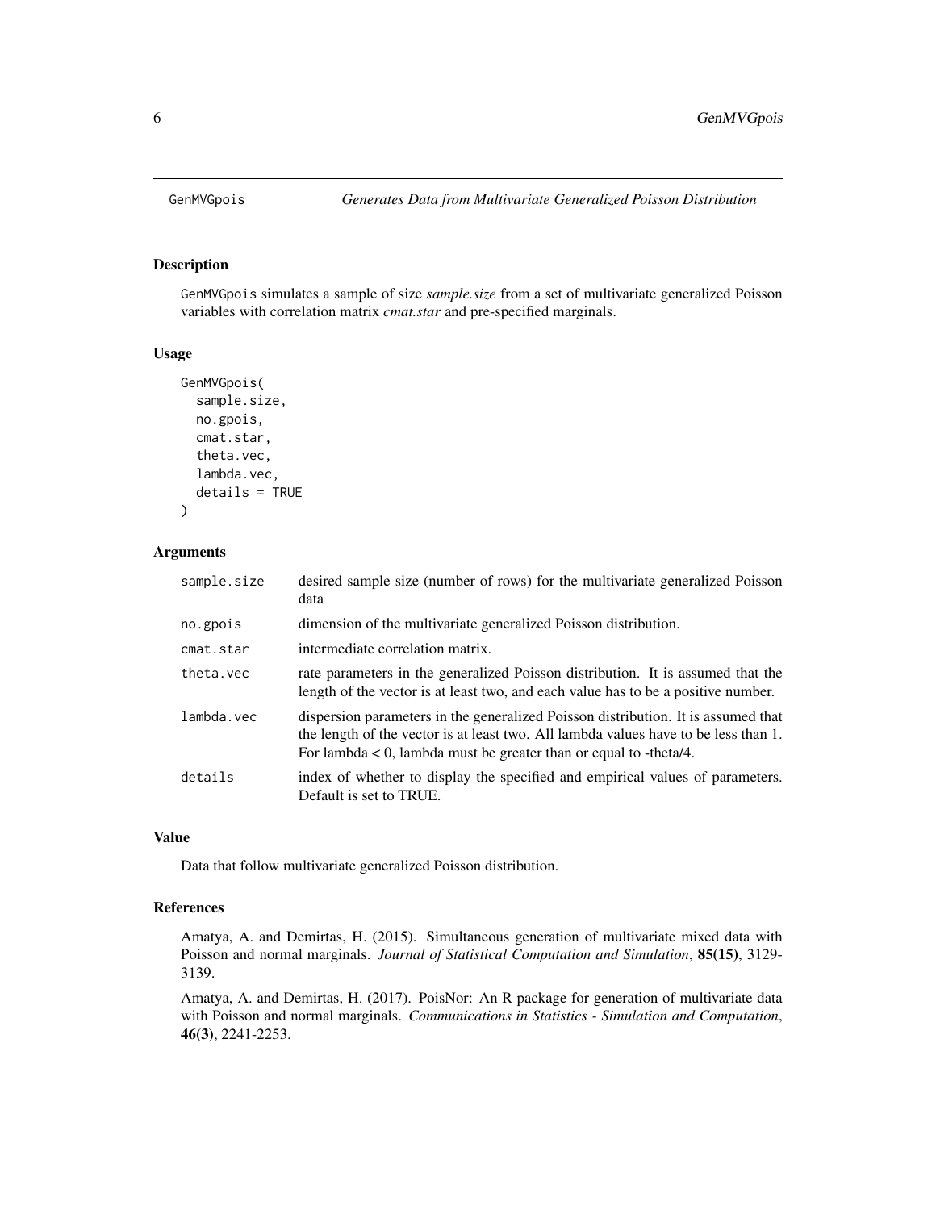# GenMVGpois — Generates Data from Multivariate Generalized Poisson Distribution

## Description

GenMVGpois simulates a sample of size *sample.size* from a set of multivariate generalized Poisson variables with correlation matrix *cmat.star* and pre-specified marginals.

## Usage

```
GenMVGpois(
  sample.size,
  no.gpois,
  cmat.star,
  theta.vec,
  lambda.vec,
  details = TRUE
)
```

## Arguments

| | |
|---|---|
| sample.size | desired sample size (number of rows) for the multivariate generalized Poisson data |
| no.gpois | dimension of the multivariate generalized Poisson distribution. |
| cmat.star | intermediate correlation matrix. |
| theta.vec | rate parameters in the generalized Poisson distribution. It is assumed that the length of the vector is at least two, and each value has to be a positive number. |
| lambda.vec | dispersion parameters in the generalized Poisson distribution. It is assumed that the length of the vector is at least two. All lambda values have to be less than 1. For lambda < 0, lambda must be greater than or equal to -theta/4. |
| details | index of whether to display the specified and empirical values of parameters. Default is set to TRUE. |

## Value

Data that follow multivariate generalized Poisson distribution.

## References

Amatya, A. and Demirtas, H. (2015). Simultaneous generation of multivariate mixed data with Poisson and normal marginals. *Journal of Statistical Computation and Simulation*, **85(15)**, 3129-3139.

Amatya, A. and Demirtas, H. (2017). PoisNor: An R package for generation of multivariate data with Poisson and normal marginals. *Communications in Statistics - Simulation and Computation*, **46(3)**, 2241-2253.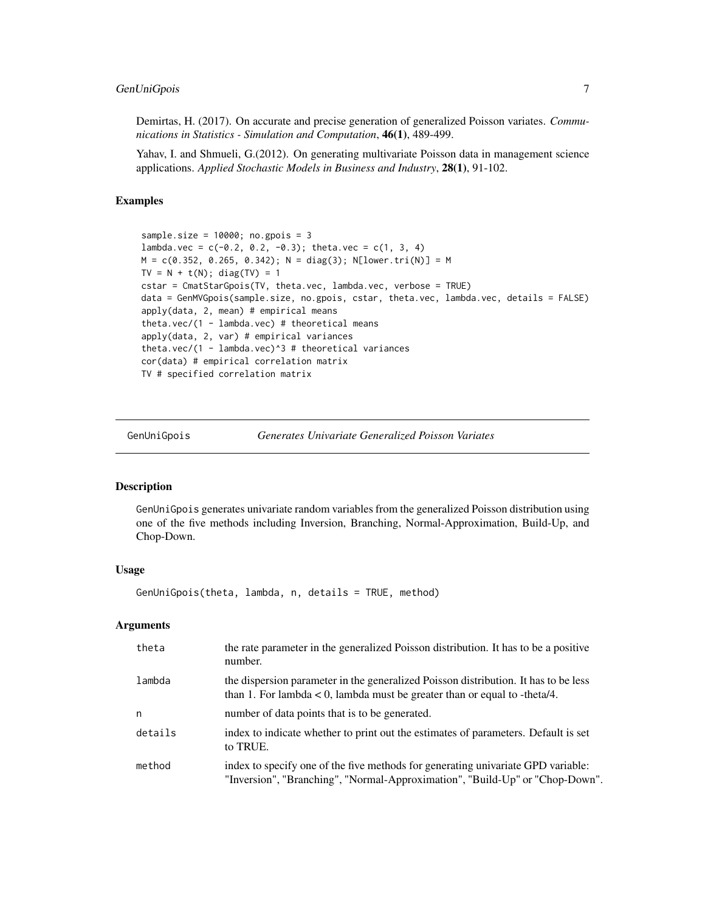Demirtas, H. (2017). On accurate and precise generation of generalized Poisson variates. *Communications in Statistics - Simulation and Computation*, **46(1)**, 489-499.

Yahav, I. and Shmueli, G.(2012). On generating multivariate Poisson data in management science applications. *Applied Stochastic Models in Business and Industry*, **28(1)**, 91-102.

### Examples

```
sample.size = 10000; no.gpois = 3
lambda.vec = c(-0.2, 0.2, -0.3); theta.vec = c(1, 3, 4)
M = c(0.352, 0.265, 0.342); N = diag(3); N[lower.tri(N)] = M
TV = N + t(N); diag(TV) = 1
cstar = CmatStarGpois(TV, theta.vec, lambda.vec, verbose = TRUE)
data = GenMVGpois(sample.size, no.gpois, cstar, theta.vec, lambda.vec, details = FALSE)
apply(data, 2, mean) # empirical means
theta.vec/(1 - lambda.vec) # theoretical means
apply(data, 2, var) # empirical variances
theta.vec/(1 - lambda.vec)^3 # theoretical variances
cor(data) # empirical correlation matrix
TV # specified correlation matrix
```

---

## GenUniGpois — *Generates Univariate Generalized Poisson Variates*

### Description

GenUniGpois generates univariate random variables from the generalized Poisson distribution using one of the five methods including Inversion, Branching, Normal-Approximation, Build-Up, and Chop-Down.

### Usage

```
GenUniGpois(theta, lambda, n, details = TRUE, method)
```

### Arguments

| | |
|---|---|
| theta | the rate parameter in the generalized Poisson distribution. It has to be a positive number. |
| lambda | the dispersion parameter in the generalized Poisson distribution. It has to be less than 1. For lambda < 0, lambda must be greater than or equal to -theta/4. |
| n | number of data points that is to be generated. |
| details | index to indicate whether to print out the estimates of parameters. Default is set to TRUE. |
| method | index to specify one of the five methods for generating univariate GPD variable: "Inversion", "Branching", "Normal-Approximation", "Build-Up" or "Chop-Down". |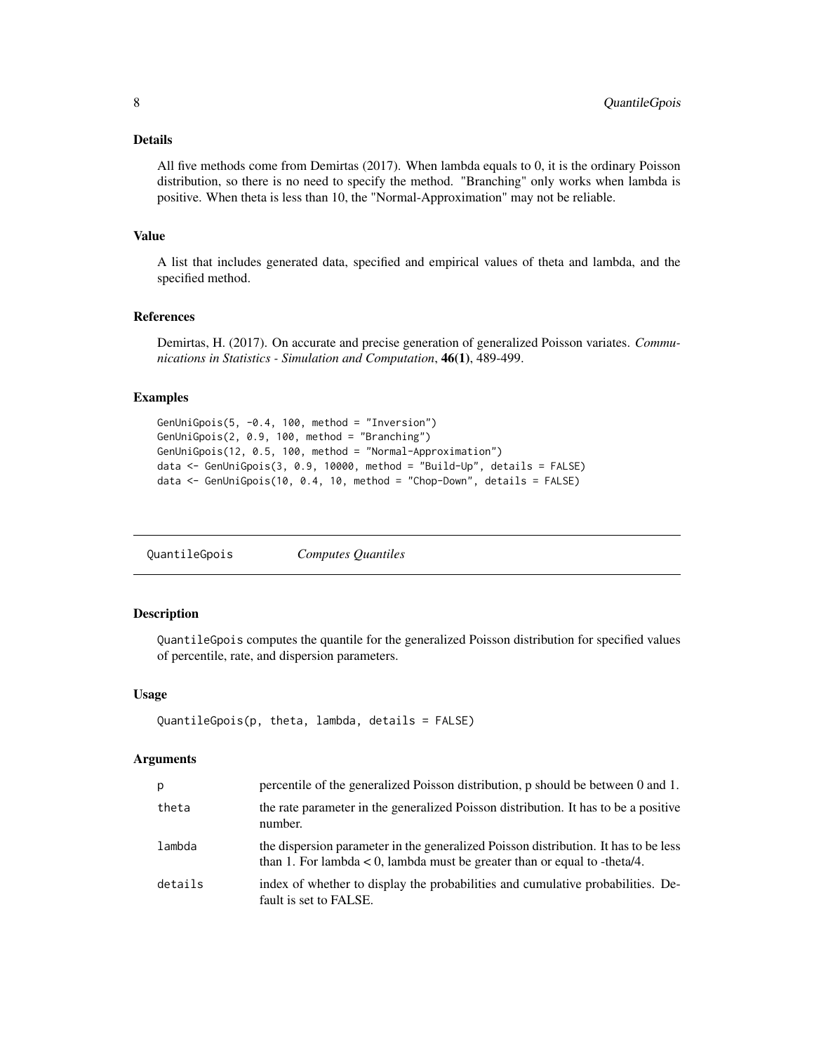## Details

All five methods come from Demirtas (2017). When lambda equals to 0, it is the ordinary Poisson distribution, so there is no need to specify the method. "Branching" only works when lambda is positive. When theta is less than 10, the "Normal-Approximation" may not be reliable.

## Value

A list that includes generated data, specified and empirical values of theta and lambda, and the specified method.

## References

Demirtas, H. (2017). On accurate and precise generation of generalized Poisson variates. *Communications in Statistics - Simulation and Computation*, **46(1)**, 489-499.

## Examples

```
GenUniGpois(5, -0.4, 100, method = "Inversion")
GenUniGpois(2, 0.9, 100, method = "Branching")
GenUniGpois(12, 0.5, 100, method = "Normal-Approximation")
data <- GenUniGpois(3, 0.9, 10000, method = "Build-Up", details = FALSE)
data <- GenUniGpois(10, 0.4, 10, method = "Chop-Down", details = FALSE)
```

---

# QuantileGpois *Computes Quantiles*

## Description

QuantileGpois computes the quantile for the generalized Poisson distribution for specified values of percentile, rate, and dispersion parameters.

## Usage

```
QuantileGpois(p, theta, lambda, details = FALSE)
```

## Arguments

| | |
|---|---|
| p | percentile of the generalized Poisson distribution, p should be between 0 and 1. |
| theta | the rate parameter in the generalized Poisson distribution. It has to be a positive number. |
| lambda | the dispersion parameter in the generalized Poisson distribution. It has to be less than 1. For lambda < 0, lambda must be greater than or equal to -theta/4. |
| details | index of whether to display the probabilities and cumulative probabilities. Default is set to FALSE. |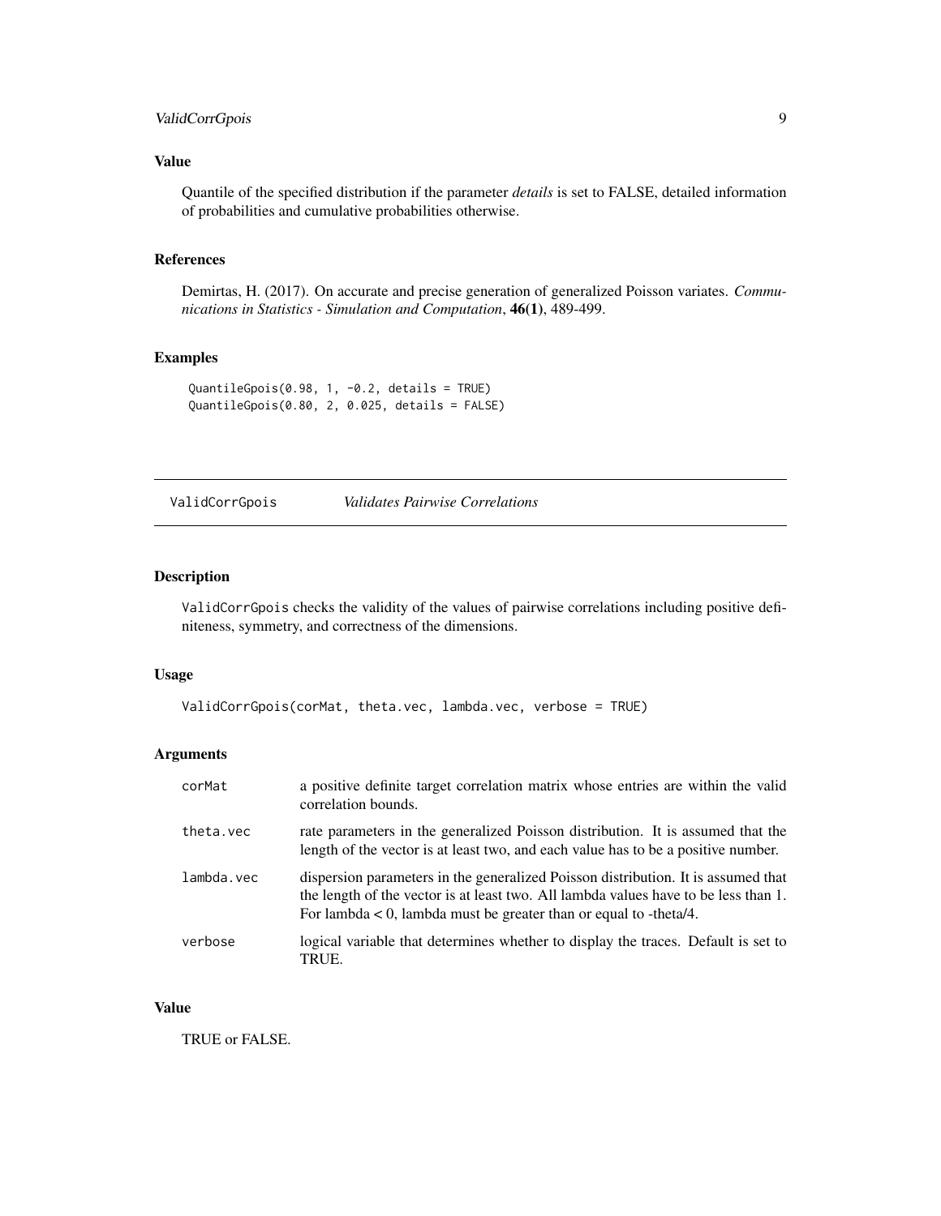### Value

Quantile of the specified distribution if the parameter *details* is set to FALSE, detailed information of probabilities and cumulative probabilities otherwise.

### References

Demirtas, H. (2017). On accurate and precise generation of generalized Poisson variates. *Communications in Statistics - Simulation and Computation*, **46(1)**, 489-499.

### Examples

```
QuantileGpois(0.98, 1, -0.2, details = TRUE)
QuantileGpois(0.80, 2, 0.025, details = FALSE)
```

---

## ValidCorrGpois *Validates Pairwise Correlations*

---

### Description

`ValidCorrGpois` checks the validity of the values of pairwise correlations including positive definiteness, symmetry, and correctness of the dimensions.

### Usage

```
ValidCorrGpois(corMat, theta.vec, lambda.vec, verbose = TRUE)
```

### Arguments

| | |
|---|---|
| corMat | a positive definite target correlation matrix whose entries are within the valid correlation bounds. |
| theta.vec | rate parameters in the generalized Poisson distribution. It is assumed that the length of the vector is at least two, and each value has to be a positive number. |
| lambda.vec | dispersion parameters in the generalized Poisson distribution. It is assumed that the length of the vector is at least two. All lambda values have to be less than 1. For lambda < 0, lambda must be greater than or equal to -theta/4. |
| verbose | logical variable that determines whether to display the traces. Default is set to TRUE. |

### Value

TRUE or FALSE.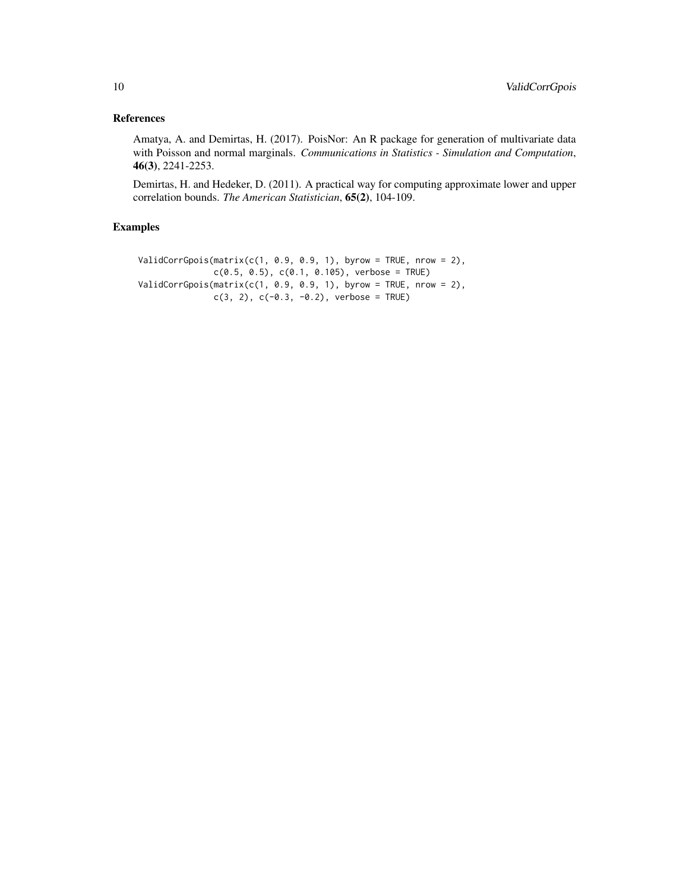## References

Amatya, A. and Demirtas, H. (2017). PoisNor: An R package for generation of multivariate data with Poisson and normal marginals. *Communications in Statistics - Simulation and Computation*, **46(3)**, 2241-2253.

Demirtas, H. and Hedeker, D. (2011). A practical way for computing approximate lower and upper correlation bounds. *The American Statistician*, **65(2)**, 104-109.

## Examples

```
ValidCorrGpois(matrix(c(1, 0.9, 0.9, 1), byrow = TRUE, nrow = 2),
               c(0.5, 0.5), c(0.1, 0.105), verbose = TRUE)
ValidCorrGpois(matrix(c(1, 0.9, 0.9, 1), byrow = TRUE, nrow = 2),
               c(3, 2), c(-0.3, -0.2), verbose = TRUE)
```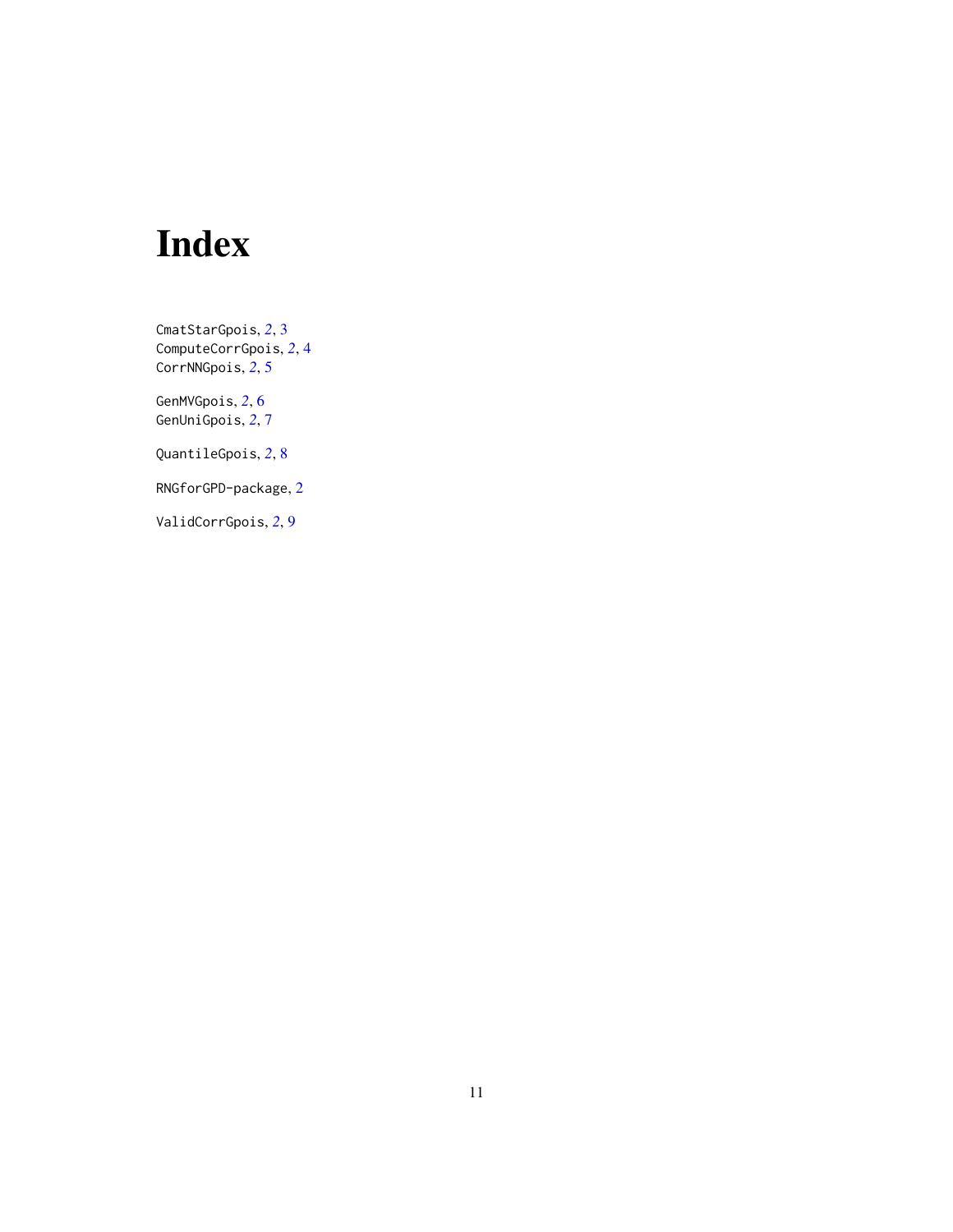# Index

CmatStarGpois, *2*, 3
ComputeCorrGpois, *2*, 4
CorrNNGpois, *2*, 5

GenMVGpois, *2*, 6
GenUniGpois, *2*, 7

QuantileGpois, *2*, 8

RNGforGPD-package, 2

ValidCorrGpois, *2*, 9